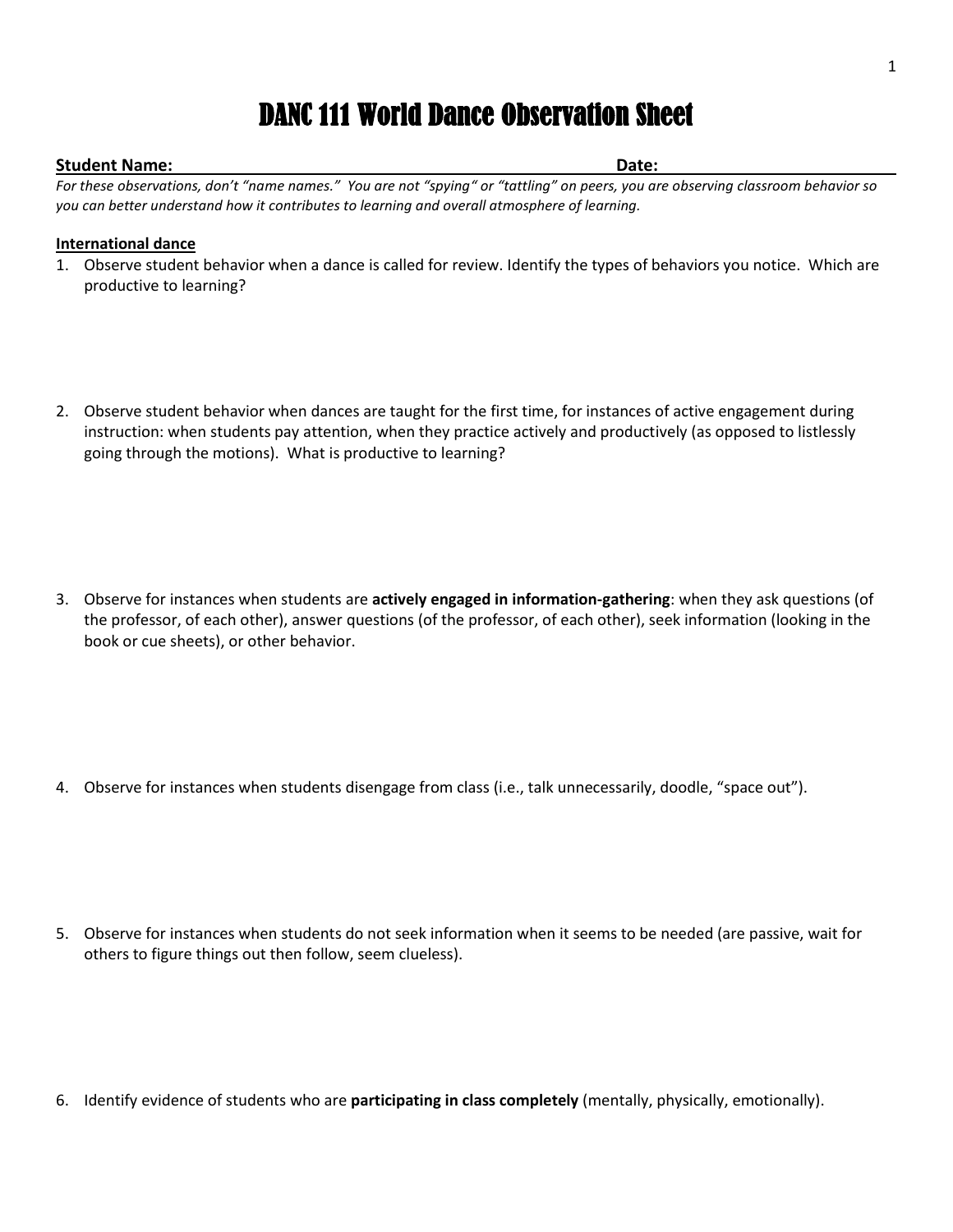# DANC 111 World Dance Observation Sheet

**Student Name:** \_\_\_\_\_\_\_\_\_\_\_\_\_\_\_\_\_\_\_\_\_\_\_\_\_\_\_\_\_\_ **Date:** \_\_\_\_\_\_\_\_\_\_\_\_\_\_\_\_

*For these observations, don't "name names." You are not "spying" or "tattling" on peers, you are observing classroom behavior so you can better understand how it contributes to learning and overall atmosphere of learning.*

**International dance**

1. Observe student behavior when a dance is called for review. Identify the types of behaviors you notice. Which are productive to learning?

2. Observe student behavior when dances are taught for the first time, for instances of active engagement during instruction: when students pay attention, when they practice actively and productively (as opposed to listlessly going through the motions). What is productive to learning?

3. Observe for instances when students are **actively engaged in information-gathering**: when they ask questions (of the professor, of each other), answer questions (of the professor, of each other), seek information (looking in the book or cue sheets), or other behavior.

4. Observe for instances when students disengage from class (i.e., talk unnecessarily, doodle, "space out").

5. Observe for instances when students do not seek information when it seems to be needed (are passive, wait for others to figure things out then follow, seem clueless).

6. Identify evidence of students who are **participating in class completely** (mentally, physically, emotionally).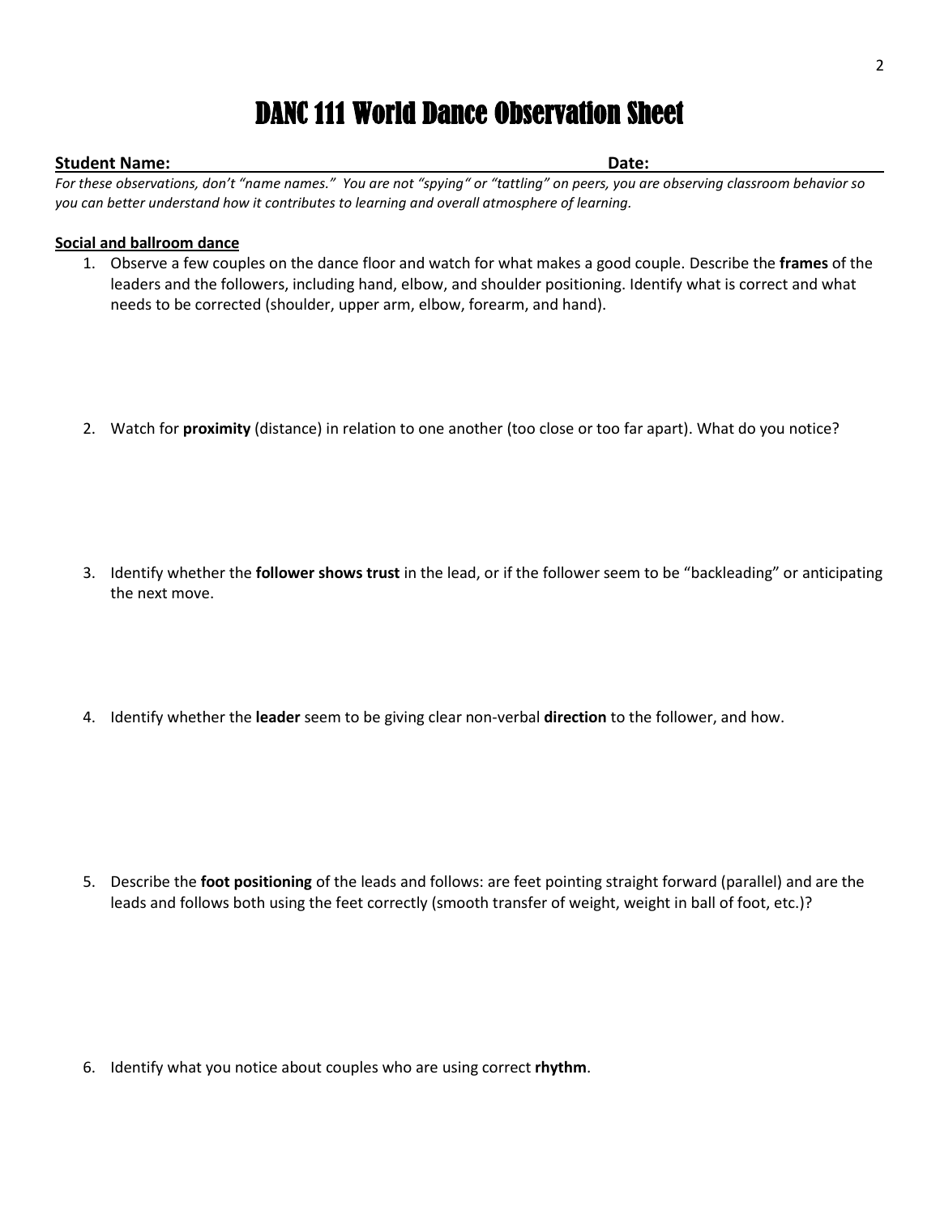# DANC 111 World Dance Observation Sheet

**Student Name:** &nbsp;&nbsp;&nbsp;&nbsp;&nbsp;&nbsp;&nbsp;&nbsp;&nbsp;&nbsp;&nbsp;&nbsp;&nbsp;&nbsp;&nbsp;&nbsp;&nbsp;&nbsp;&nbsp;&nbsp;&nbsp;&nbsp;&nbsp;&nbsp;&nbsp;&nbsp;&nbsp;&nbsp;&nbsp;&nbsp; **Date:**

*For these observations, don't "name names." You are not "spying" or "tattling" on peers, you are observing classroom behavior so you can better understand how it contributes to learning and overall atmosphere of learning.*

**Social and ballroom dance**

1. Observe a few couples on the dance floor and watch for what makes a good couple. Describe the **frames** of the leaders and the followers, including hand, elbow, and shoulder positioning. Identify what is correct and what needs to be corrected (shoulder, upper arm, elbow, forearm, and hand).

2. Watch for **proximity** (distance) in relation to one another (too close or too far apart). What do you notice?

3. Identify whether the **follower shows trust** in the lead, or if the follower seem to be "backleading" or anticipating the next move.

4. Identify whether the **leader** seem to be giving clear non-verbal **direction** to the follower, and how.

5. Describe the **foot positioning** of the leads and follows: are feet pointing straight forward (parallel) and are the leads and follows both using the feet correctly (smooth transfer of weight, weight in ball of foot, etc.)?

6. Identify what you notice about couples who are using correct **rhythm**.